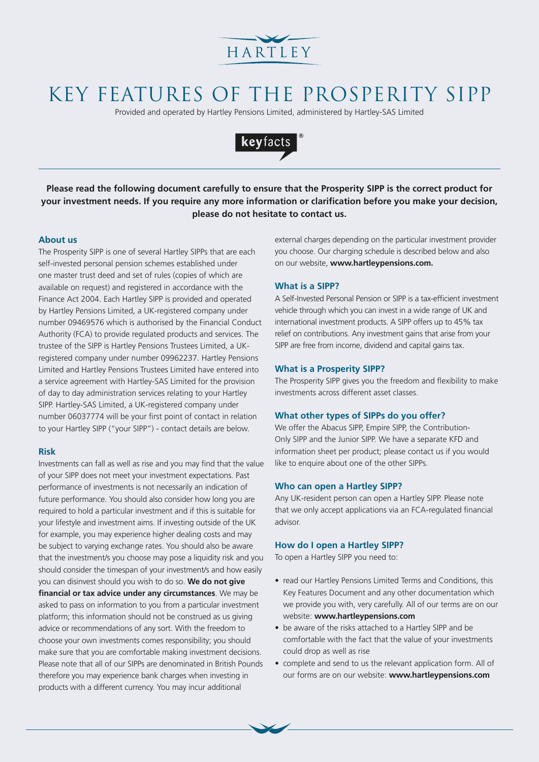HARTLEY

# KEY FEATURES OF THE PROSPERITY SIPP

Provided and operated by Hartley Pensions Limited, administered by Hartley-SAS Limited

keyfacts®

**Please read the following document carefully to ensure that the Prosperity SIPP is the correct product for your investment needs. If you require any more information or clarification before you make your decision, please do not hesitate to contact us.**

## About us

The Prosperity SIPP is one of several Hartley SIPPs that are each self-invested personal pension schemes established under one master trust deed and set of rules (copies of which are available on request) and registered in accordance with the Finance Act 2004. Each Hartley SIPP is provided and operated by Hartley Pensions Limited, a UK-registered company under number 09469576 which is authorised by the Financial Conduct Authority (FCA) to provide regulated products and services. The trustee of the SIPP is Hartley Pensions Trustees Limited, a UK-registered company under number 09962237. Hartley Pensions Limited and Hartley Pensions Trustees Limited have entered into a service agreement with Hartley-SAS Limited for the provision of day to day administration services relating to your Hartley SIPP. Hartley-SAS Limited, a UK-registered company under number 06037774 will be your first point of contact in relation to your Hartley SIPP ("your SIPP") - contact details are below.

## Risk

Investments can fall as well as rise and you may find that the value of your SIPP does not meet your investment expectations. Past performance of investments is not necessarily an indication of future performance. You should also consider how long you are required to hold a particular investment and if this is suitable for your lifestyle and investment aims. If investing outside of the UK for example, you may experience higher dealing costs and may be subject to varying exchange rates. You should also be aware that the investment/s you choose may pose a liquidity risk and you should consider the timespan of your investment/s and how easily you can disinvest should you wish to do so. **We do not give financial or tax advice under any circumstances**. We may be asked to pass on information to you from a particular investment platform; this information should not be construed as us giving advice or recommendations of any sort. With the freedom to choose your own investments comes responsibility; you should make sure that you are comfortable making investment decisions. Please note that all of our SIPPs are denominated in British Pounds therefore you may experience bank charges when investing in products with a different currency. You may incur additional external charges depending on the particular investment provider you choose. Our charging schedule is described below and also on our website, **www.hartleypensions.com.**

## What is a SIPP?

A Self-Invested Personal Pension or SIPP is a tax-efficient investment vehicle through which you can invest in a wide range of UK and international investment products. A SIPP offers up to 45% tax relief on contributions. Any investment gains that arise from your SIPP are free from income, dividend and capital gains tax.

## What is a Prosperity SIPP?

The Prosperity SIPP gives you the freedom and flexibility to make investments across different asset classes.

## What other types of SIPPs do you offer?

We offer the Abacus SIPP, Empire SIPP, the Contribution-Only SIPP and the Junior SIPP. We have a separate KFD and information sheet per product; please contact us if you would like to enquire about one of the other SIPPs.

## Who can open a Hartley SIPP?

Any UK-resident person can open a Hartley SIPP. Please note that we only accept applications via an FCA-regulated financial advisor.

## How do I open a Hartley SIPP?

To open a Hartley SIPP you need to:

- read our Hartley Pensions Limited Terms and Conditions, this Key Features Document and any other documentation which we provide you with, very carefully. All of our terms are on our website: **www.hartleypensions.com**
- be aware of the risks attached to a Hartley SIPP and be comfortable with the fact that the value of your investments could drop as well as rise
- complete and send to us the relevant application form. All of our forms are on our website: **www.hartleypensions.com**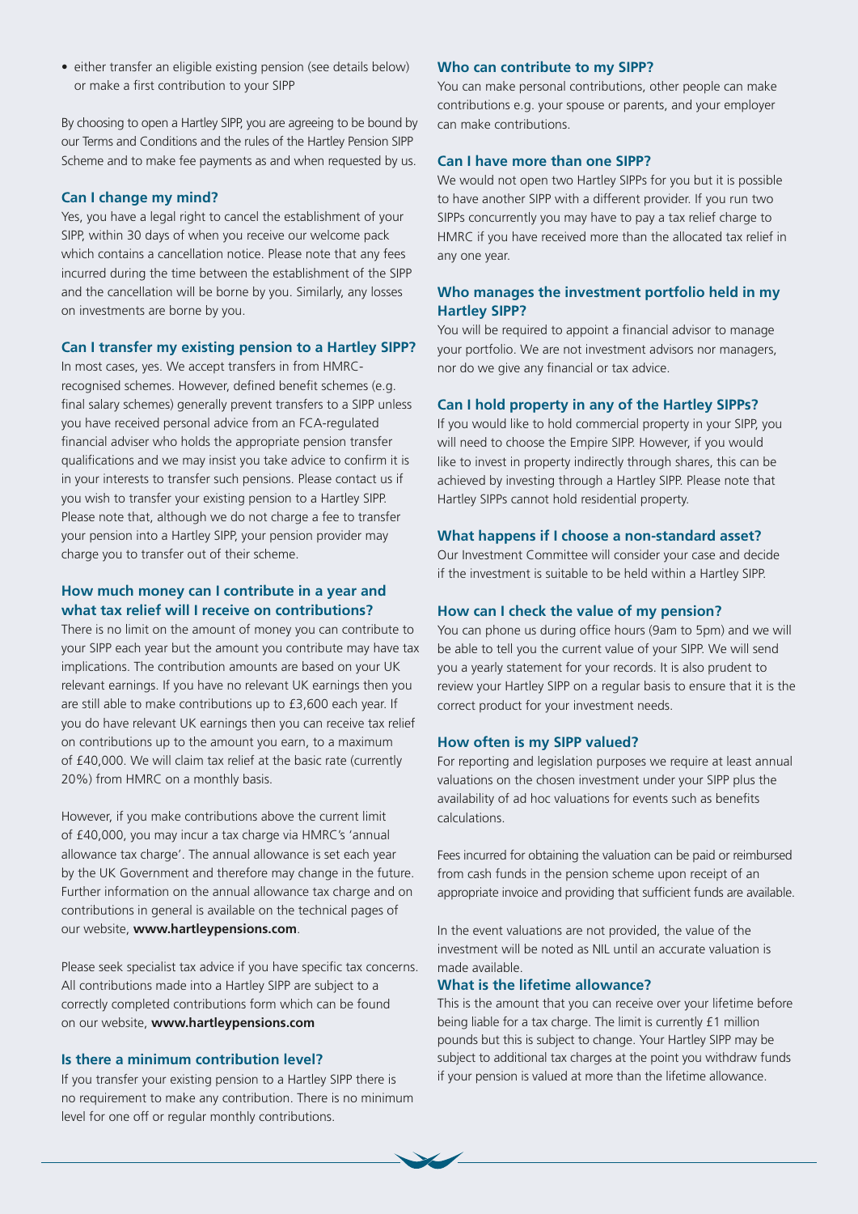- either transfer an eligible existing pension (see details below) or make a first contribution to your SIPP

By choosing to open a Hartley SIPP, you are agreeing to be bound by our Terms and Conditions and the rules of the Hartley Pension SIPP Scheme and to make fee payments as and when requested by us.

### Can I change my mind?

Yes, you have a legal right to cancel the establishment of your SIPP, within 30 days of when you receive our welcome pack which contains a cancellation notice. Please note that any fees incurred during the time between the establishment of the SIPP and the cancellation will be borne by you. Similarly, any losses on investments are borne by you.

### Can I transfer my existing pension to a Hartley SIPP?

In most cases, yes. We accept transfers in from HMRC-recognised schemes. However, defined benefit schemes (e.g. final salary schemes) generally prevent transfers to a SIPP unless you have received personal advice from an FCA-regulated financial adviser who holds the appropriate pension transfer qualifications and we may insist you take advice to confirm it is in your interests to transfer such pensions. Please contact us if you wish to transfer your existing pension to a Hartley SIPP. Please note that, although we do not charge a fee to transfer your pension into a Hartley SIPP, your pension provider may charge you to transfer out of their scheme.

### How much money can I contribute in a year and what tax relief will I receive on contributions?

There is no limit on the amount of money you can contribute to your SIPP each year but the amount you contribute may have tax implications. The contribution amounts are based on your UK relevant earnings. If you have no relevant UK earnings then you are still able to make contributions up to £3,600 each year. If you do have relevant UK earnings then you can receive tax relief on contributions up to the amount you earn, to a maximum of £40,000. We will claim tax relief at the basic rate (currently 20%) from HMRC on a monthly basis.

However, if you make contributions above the current limit of £40,000, you may incur a tax charge via HMRC's 'annual allowance tax charge'. The annual allowance is set each year by the UK Government and therefore may change in the future. Further information on the annual allowance tax charge and on contributions in general is available on the technical pages of our website, **www.hartleypensions.com**.

Please seek specialist tax advice if you have specific tax concerns. All contributions made into a Hartley SIPP are subject to a correctly completed contributions form which can be found on our website, **www.hartleypensions.com**

### Is there a minimum contribution level?

If you transfer your existing pension to a Hartley SIPP there is no requirement to make any contribution. There is no minimum level for one off or regular monthly contributions.

### Who can contribute to my SIPP?

You can make personal contributions, other people can make contributions e.g. your spouse or parents, and your employer can make contributions.

### Can I have more than one SIPP?

We would not open two Hartley SIPPs for you but it is possible to have another SIPP with a different provider. If you run two SIPPs concurrently you may have to pay a tax relief charge to HMRC if you have received more than the allocated tax relief in any one year.

### Who manages the investment portfolio held in my Hartley SIPP?

You will be required to appoint a financial advisor to manage your portfolio. We are not investment advisors nor managers, nor do we give any financial or tax advice.

### Can I hold property in any of the Hartley SIPPs?

If you would like to hold commercial property in your SIPP, you will need to choose the Empire SIPP. However, if you would like to invest in property indirectly through shares, this can be achieved by investing through a Hartley SIPP. Please note that Hartley SIPPs cannot hold residential property.

### What happens if I choose a non-standard asset?

Our Investment Committee will consider your case and decide if the investment is suitable to be held within a Hartley SIPP.

### How can I check the value of my pension?

You can phone us during office hours (9am to 5pm) and we will be able to tell you the current value of your SIPP. We will send you a yearly statement for your records. It is also prudent to review your Hartley SIPP on a regular basis to ensure that it is the correct product for your investment needs.

### How often is my SIPP valued?

For reporting and legislation purposes we require at least annual valuations on the chosen investment under your SIPP plus the availability of ad hoc valuations for events such as benefits calculations.

Fees incurred for obtaining the valuation can be paid or reimbursed from cash funds in the pension scheme upon receipt of an appropriate invoice and providing that sufficient funds are available.

In the event valuations are not provided, the value of the investment will be noted as NIL until an accurate valuation is made available.

### What is the lifetime allowance?

This is the amount that you can receive over your lifetime before being liable for a tax charge. The limit is currently £1 million pounds but this is subject to change. Your Hartley SIPP may be subject to additional tax charges at the point you withdraw funds if your pension is valued at more than the lifetime allowance.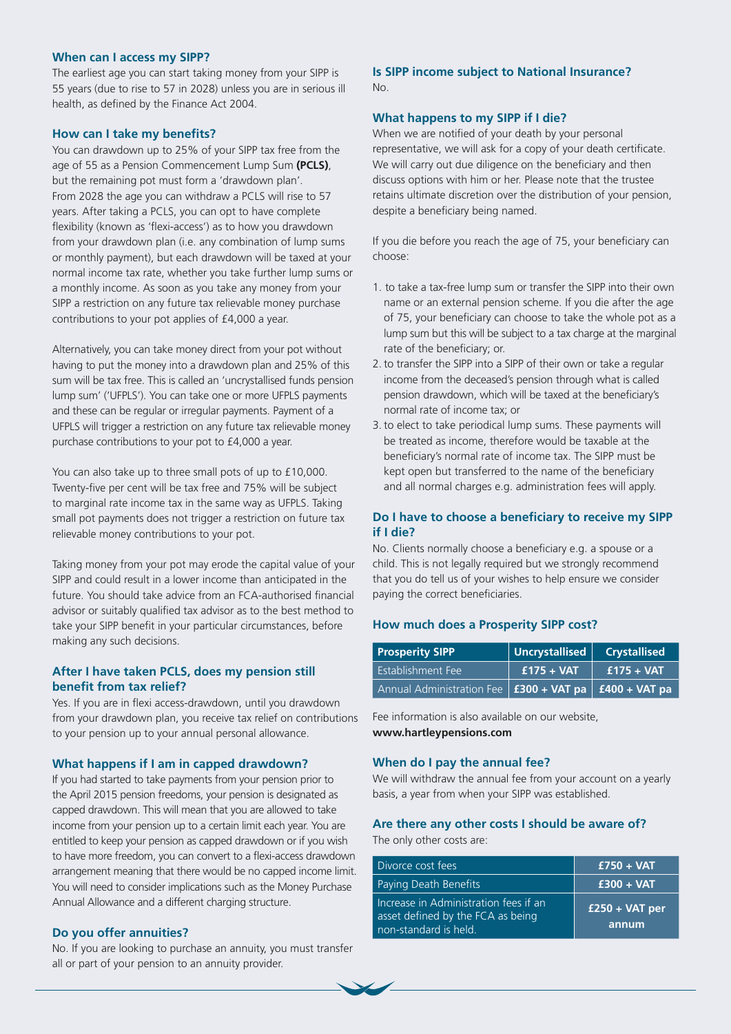### When can I access my SIPP?

The earliest age you can start taking money from your SIPP is 55 years (due to rise to 57 in 2028) unless you are in serious ill health, as defined by the Finance Act 2004.

### How can I take my benefits?

You can drawdown up to 25% of your SIPP tax free from the age of 55 as a Pension Commencement Lump Sum **(PCLS)**, but the remaining pot must form a 'drawdown plan'. From 2028 the age you can withdraw a PCLS will rise to 57 years. After taking a PCLS, you can opt to have complete flexibility (known as 'flexi-access') as to how you drawdown from your drawdown plan (i.e. any combination of lump sums or monthly payment), but each drawdown will be taxed at your normal income tax rate, whether you take further lump sums or a monthly income. As soon as you take any money from your SIPP a restriction on any future tax relievable money purchase contributions to your pot applies of £4,000 a year.

Alternatively, you can take money direct from your pot without having to put the money into a drawdown plan and 25% of this sum will be tax free. This is called an 'uncrystallised funds pension lump sum' ('UFPLS'). You can take one or more UFPLS payments and these can be regular or irregular payments. Payment of a UFPLS will trigger a restriction on any future tax relievable money purchase contributions to your pot to £4,000 a year.

You can also take up to three small pots of up to £10,000. Twenty-five per cent will be tax free and 75% will be subject to marginal rate income tax in the same way as UFPLS. Taking small pot payments does not trigger a restriction on future tax relievable money contributions to your pot.

Taking money from your pot may erode the capital value of your SIPP and could result in a lower income than anticipated in the future. You should take advice from an FCA-authorised financial advisor or suitably qualified tax advisor as to the best method to take your SIPP benefit in your particular circumstances, before making any such decisions.

### After I have taken PCLS, does my pension still benefit from tax relief?

Yes. If you are in flexi access-drawdown, until you drawdown from your drawdown plan, you receive tax relief on contributions to your pension up to your annual personal allowance.

### What happens if I am in capped drawdown?

If you had started to take payments from your pension prior to the April 2015 pension freedoms, your pension is designated as capped drawdown. This will mean that you are allowed to take income from your pension up to a certain limit each year. You are entitled to keep your pension as capped drawdown or if you wish to have more freedom, you can convert to a flexi-access drawdown arrangement meaning that there would be no capped income limit. You will need to consider implications such as the Money Purchase Annual Allowance and a different charging structure.

### Do you offer annuities?

No. If you are looking to purchase an annuity, you must transfer all or part of your pension to an annuity provider.

### Is SIPP income subject to National Insurance?

No.

### What happens to my SIPP if I die?

When we are notified of your death by your personal representative, we will ask for a copy of your death certificate. We will carry out due diligence on the beneficiary and then discuss options with him or her. Please note that the trustee retains ultimate discretion over the distribution of your pension, despite a beneficiary being named.

If you die before you reach the age of 75, your beneficiary can choose:

1. to take a tax-free lump sum or transfer the SIPP into their own name or an external pension scheme. If you die after the age of 75, your beneficiary can choose to take the whole pot as a lump sum but this will be subject to a tax charge at the marginal rate of the beneficiary; or
2. to transfer the SIPP into a SIPP of their own or take a regular income from the deceased's pension through what is called pension drawdown, which will be taxed at the beneficiary's normal rate of income tax; or
3. to elect to take periodical lump sums. These payments will be treated as income, therefore would be taxable at the beneficiary's normal rate of income tax. The SIPP must be kept open but transferred to the name of the beneficiary and all normal charges e.g. administration fees will apply.

### Do I have to choose a beneficiary to receive my SIPP if I die?

No. Clients normally choose a beneficiary e.g. a spouse or a child. This is not legally required but we strongly recommend that you do tell us of your wishes to help ensure we consider paying the correct beneficiaries.

### How much does a Prosperity SIPP cost?

| Prosperity SIPP | Uncrystallised | Crystallised |
|---|---|---|
| Establishment Fee | £175 + VAT | £175 + VAT |
| Annual Administration Fee | £300 + VAT pa | £400 + VAT pa |

Fee information is also available on our website, **www.hartleypensions.com**

### When do I pay the annual fee?

We will withdraw the annual fee from your account on a yearly basis, a year from when your SIPP was established.

### Are there any other costs I should be aware of?

The only other costs are:

| | |
|---|---|
| Divorce cost fees | £750 + VAT |
| Paying Death Benefits | £300 + VAT |
| Increase in Administration fees if an asset defined by the FCA as being non-standard is held. | £250 + VAT per annum |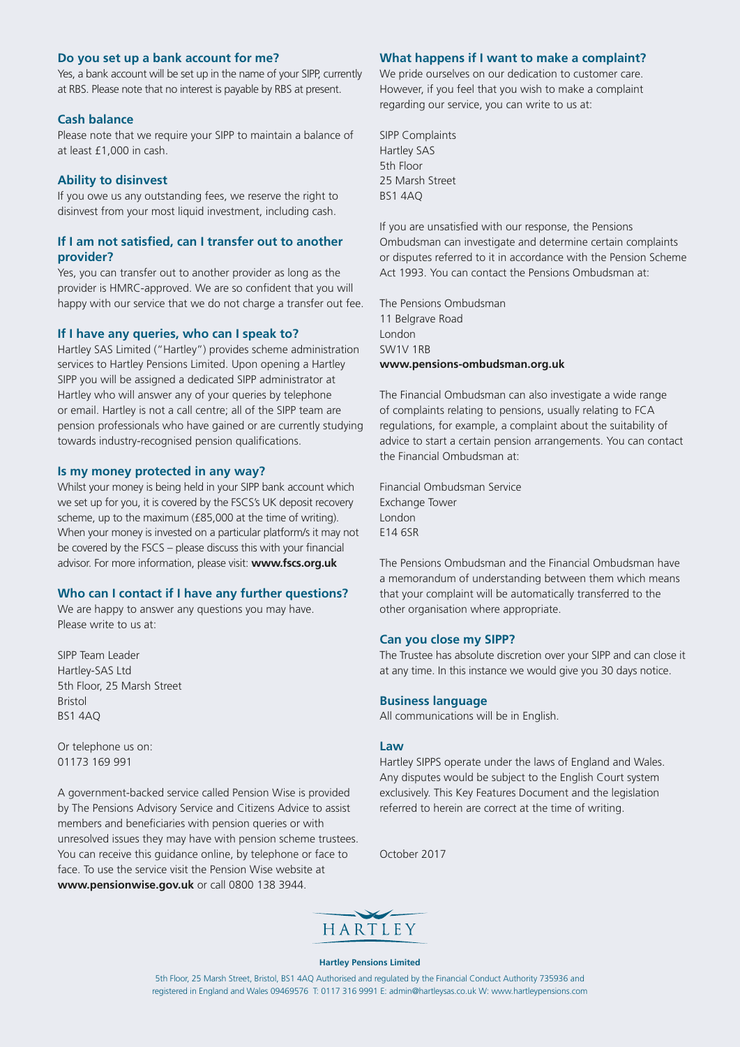### Do you set up a bank account for me?

Yes, a bank account will be set up in the name of your SIPP, currently at RBS. Please note that no interest is payable by RBS at present.

### Cash balance

Please note that we require your SIPP to maintain a balance of at least £1,000 in cash.

### Ability to disinvest

If you owe us any outstanding fees, we reserve the right to disinvest from your most liquid investment, including cash.

### If I am not satisfied, can I transfer out to another provider?

Yes, you can transfer out to another provider as long as the provider is HMRC-approved. We are so confident that you will happy with our service that we do not charge a transfer out fee.

### If I have any queries, who can I speak to?

Hartley SAS Limited ("Hartley") provides scheme administration services to Hartley Pensions Limited. Upon opening a Hartley SIPP you will be assigned a dedicated SIPP administrator at Hartley who will answer any of your queries by telephone or email. Hartley is not a call centre; all of the SIPP team are pension professionals who have gained or are currently studying towards industry-recognised pension qualifications.

### Is my money protected in any way?

Whilst your money is being held in your SIPP bank account which we set up for you, it is covered by the FSCS's UK deposit recovery scheme, up to the maximum (£85,000 at the time of writing). When your money is invested on a particular platform/s it may not be covered by the FSCS – please discuss this with your financial advisor. For more information, please visit: **www.fscs.org.uk**

### Who can I contact if I have any further questions?

We are happy to answer any questions you may have. Please write to us at:

SIPP Team Leader
Hartley-SAS Ltd
5th Floor, 25 Marsh Street
Bristol
BS1 4AQ

Or telephone us on:
01173 169 991

A government-backed service called Pension Wise is provided by The Pensions Advisory Service and Citizens Advice to assist members and beneficiaries with pension queries or with unresolved issues they may have with pension scheme trustees. You can receive this guidance online, by telephone or face to face. To use the service visit the Pension Wise website at **www.pensionwise.gov.uk** or call 0800 138 3944.

### What happens if I want to make a complaint?

We pride ourselves on our dedication to customer care. However, if you feel that you wish to make a complaint regarding our service, you can write to us at:

SIPP Complaints
Hartley SAS
5th Floor
25 Marsh Street
BS1 4AQ

If you are unsatisfied with our response, the Pensions Ombudsman can investigate and determine certain complaints or disputes referred to it in accordance with the Pension Scheme Act 1993. You can contact the Pensions Ombudsman at:

The Pensions Ombudsman
11 Belgrave Road
London
SW1V 1RB
**www.pensions-ombudsman.org.uk**

The Financial Ombudsman can also investigate a wide range of complaints relating to pensions, usually relating to FCA regulations, for example, a complaint about the suitability of advice to start a certain pension arrangements. You can contact the Financial Ombudsman at:

Financial Ombudsman Service
Exchange Tower
London
E14 6SR

The Pensions Ombudsman and the Financial Ombudsman have a memorandum of understanding between them which means that your complaint will be automatically transferred to the other organisation where appropriate.

### Can you close my SIPP?

The Trustee has absolute discretion over your SIPP and can close it at any time. In this instance we would give you 30 days notice.

### Business language

All communications will be in English.

### Law

Hartley SIPPS operate under the laws of England and Wales. Any disputes would be subject to the English Court system exclusively. This Key Features Document and the legislation referred to herein are correct at the time of writing.

October 2017

HARTLEY

**Hartley Pensions Limited**

5th Floor, 25 Marsh Street, Bristol, BS1 4AQ Authorised and regulated by the Financial Conduct Authority 735936 and registered in England and Wales 09469576 T: 0117 316 9991 E: admin@hartleysas.co.uk W: www.hartleypensions.com